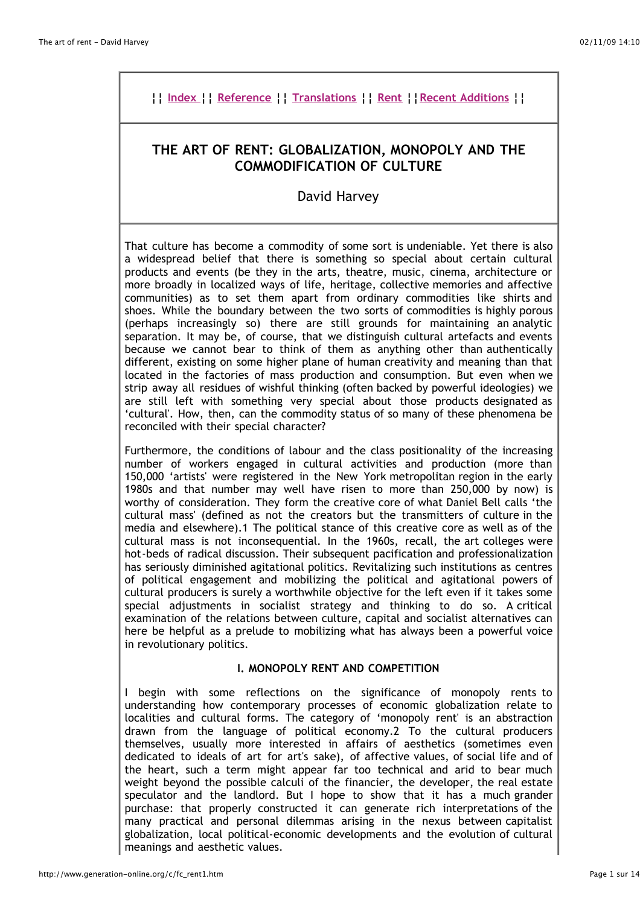¦¦ Index ¦¦ Reference ¦¦ Translations ¦¦ Rent ¦¦Recent Additions ¦¦

# THE ART OF RENT: GLOBALIZATION, MONOPOLY AND THE COMMODIFICATION OF CULTURE

David Harvey

That culture has become a commodity of some sort is undeniable. Yet there is also a widespread belief that there is something so special about certain cultural products and events (be they in the arts, theatre, music, cinema, architecture or more broadly in localized ways of life, heritage, collective memories and affective communities) as to set them apart from ordinary commodities like shirts and shoes. While the boundary between the two sorts of commodities is highly porous (perhaps increasingly so) there are still grounds for maintaining an analytic separation. It may be, of course, that we distinguish cultural artefacts and events because we cannot bear to think of them as anything other than authentically different, existing on some higher plane of human creativity and meaning than that located in the factories of mass production and consumption. But even when we strip away all residues of wishful thinking (often backed by powerful ideologies) we are still left with something very special about those products designated as 'cultural'. How, then, can the commodity status of so many of these phenomena be reconciled with their special character?

Furthermore, the conditions of labour and the class positionality of the increasing number of workers engaged in cultural activities and production (more than 150,000 'artists' were registered in the New York metropolitan region in the early 1980s and that number may well have risen to more than 250,000 by now) is worthy of consideration. They form the creative core of what Daniel Bell calls 'the cultural mass' (defined as not the creators but the transmitters of culture in the media and elsewhere).1 The political stance of this creative core as well as of the cultural mass is not inconsequential. In the 1960s, recall, the art colleges were hot-beds of radical discussion. Their subsequent pacification and professionalization has seriously diminished agitational politics. Revitalizing such institutions as centres of political engagement and mobilizing the political and agitational powers of cultural producers is surely a worthwhile objective for the left even if it takes some special adjustments in socialist strategy and thinking to do so. A critical examination of the relations between culture, capital and socialist alternatives can here be helpful as a prelude to mobilizing what has always been a powerful voice in revolutionary politics.

## I. MONOPOLY RENT AND COMPETITION

I begin with some reflections on the significance of monopoly rents to understanding how contemporary processes of economic globalization relate to localities and cultural forms. The category of 'monopoly rent' is an abstraction drawn from the language of political economy.2 To the cultural producers themselves, usually more interested in affairs of aesthetics (sometimes even dedicated to ideals of art for art's sake), of affective values, of social life and of the heart, such a term might appear far too technical and arid to bear much weight beyond the possible calculi of the financier, the developer, the real estate speculator and the landlord. But I hope to show that it has a much grander purchase: that properly constructed it can generate rich interpretations of the many practical and personal dilemmas arising in the nexus between capitalist globalization, local political-economic developments and the evolution of cultural meanings and aesthetic values.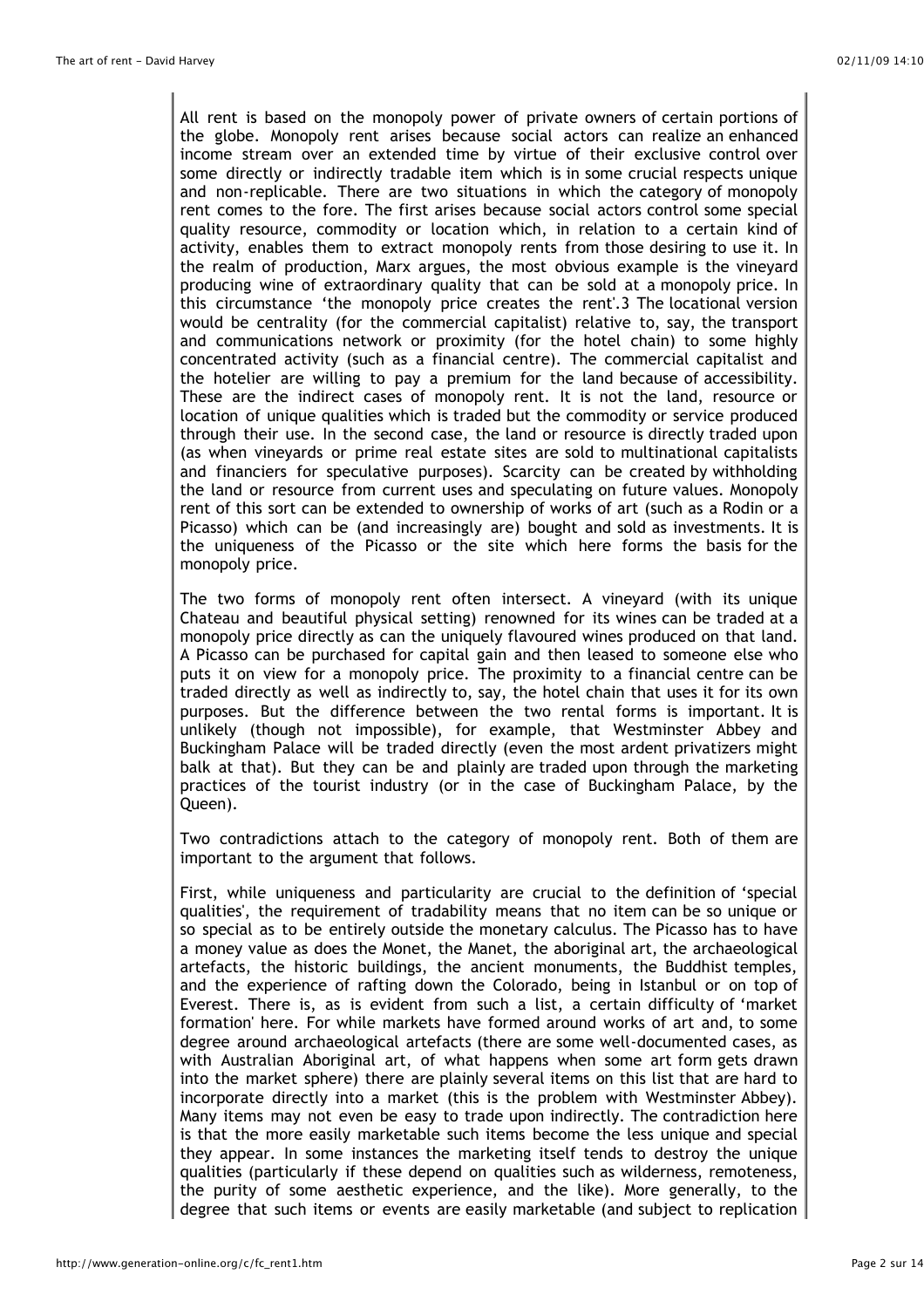All rent is based on the monopoly power of private owners of certain portions of the globe. Monopoly rent arises because social actors can realize an enhanced income stream over an extended time by virtue of their exclusive control over some directly or indirectly tradable item which is in some crucial respects unique and non-replicable. There are two situations in which the category of monopoly rent comes to the fore. The first arises because social actors control some special quality resource, commodity or location which, in relation to a certain kind of activity, enables them to extract monopoly rents from those desiring to use it. In the realm of production, Marx argues, the most obvious example is the vineyard producing wine of extraordinary quality that can be sold at a monopoly price. In this circumstance 'the monopoly price creates the rent'.3 The locational version would be centrality (for the commercial capitalist) relative to, say, the transport and communications network or proximity (for the hotel chain) to some highly concentrated activity (such as a financial centre). The commercial capitalist and the hotelier are willing to pay a premium for the land because of accessibility. These are the indirect cases of monopoly rent. It is not the land, resource or location of unique qualities which is traded but the commodity or service produced through their use. In the second case, the land or resource is directly traded upon (as when vineyards or prime real estate sites are sold to multinational capitalists and financiers for speculative purposes). Scarcity can be created by withholding the land or resource from current uses and speculating on future values. Monopoly rent of this sort can be extended to ownership of works of art (such as a Rodin or a Picasso) which can be (and increasingly are) bought and sold as investments. It is the uniqueness of the Picasso or the site which here forms the basis for the monopoly price.

The two forms of monopoly rent often intersect. A vineyard (with its unique Chateau and beautiful physical setting) renowned for its wines can be traded at a monopoly price directly as can the uniquely flavoured wines produced on that land. A Picasso can be purchased for capital gain and then leased to someone else who puts it on view for a monopoly price. The proximity to a financial centre can be traded directly as well as indirectly to, say, the hotel chain that uses it for its own purposes. But the difference between the two rental forms is important. It is unlikely (though not impossible), for example, that Westminster Abbey and Buckingham Palace will be traded directly (even the most ardent privatizers might balk at that). But they can be and plainly are traded upon through the marketing practices of the tourist industry (or in the case of Buckingham Palace, by the Queen).

Two contradictions attach to the category of monopoly rent. Both of them are important to the argument that follows.

First, while uniqueness and particularity are crucial to the definition of 'special qualities', the requirement of tradability means that no item can be so unique or so special as to be entirely outside the monetary calculus. The Picasso has to have a money value as does the Monet, the Manet, the aboriginal art, the archaeological artefacts, the historic buildings, the ancient monuments, the Buddhist temples, and the experience of rafting down the Colorado, being in Istanbul or on top of Everest. There is, as is evident from such a list, a certain difficulty of 'market formation' here. For while markets have formed around works of art and, to some degree around archaeological artefacts (there are some well-documented cases, as with Australian Aboriginal art, of what happens when some art form gets drawn into the market sphere) there are plainly several items on this list that are hard to incorporate directly into a market (this is the problem with Westminster Abbey). Many items may not even be easy to trade upon indirectly. The contradiction here is that the more easily marketable such items become the less unique and special they appear. In some instances the marketing itself tends to destroy the unique qualities (particularly if these depend on qualities such as wilderness, remoteness, the purity of some aesthetic experience, and the like). More generally, to the degree that such items or events are easily marketable (and subject to replication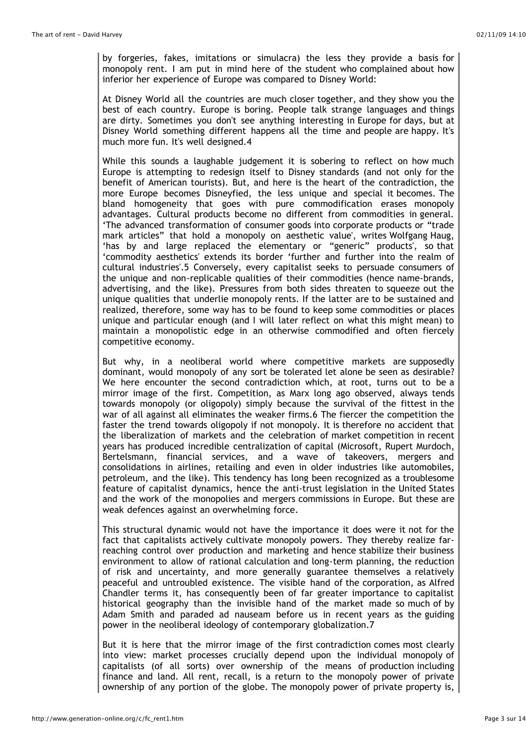by forgeries, fakes, imitations or simulacra) the less they provide a basis for monopoly rent. I am put in mind here of the student who complained about how inferior her experience of Europe was compared to Disney World:

At Disney World all the countries are much closer together, and they show you the best of each country. Europe is boring. People talk strange languages and things are dirty. Sometimes you don't see anything interesting in Europe for days, but at Disney World something different happens all the time and people are happy. It's much more fun. It's well designed.4

While this sounds a laughable judgement it is sobering to reflect on how much Europe is attempting to redesign itself to Disney standards (and not only for the benefit of American tourists). But, and here is the heart of the contradiction, the more Europe becomes Disneyfied, the less unique and special it becomes. The bland homogeneity that goes with pure commodification erases monopoly advantages. Cultural products become no different from commodities in general. 'The advanced transformation of consumer goods into corporate products or "trade mark articles" that hold a monopoly on aesthetic value', writes Wolfgang Haug, 'has by and large replaced the elementary or "generic" products', so that 'commodity aesthetics' extends its border 'further and further into the realm of cultural industries'.5 Conversely, every capitalist seeks to persuade consumers of the unique and non-replicable qualities of their commodities (hence name-brands, advertising, and the like). Pressures from both sides threaten to squeeze out the unique qualities that underlie monopoly rents. If the latter are to be sustained and realized, therefore, some way has to be found to keep some commodities or places unique and particular enough (and I will later reflect on what this might mean) to maintain a monopolistic edge in an otherwise commodified and often fiercely competitive economy.

But why, in a neoliberal world where competitive markets are supposedly dominant, would monopoly of any sort be tolerated let alone be seen as desirable? We here encounter the second contradiction which, at root, turns out to be a mirror image of the first. Competition, as Marx long ago observed, always tends towards monopoly (or oligopoly) simply because the survival of the fittest in the war of all against all eliminates the weaker firms.6 The fiercer the competition the faster the trend towards oligopoly if not monopoly. It is therefore no accident that the liberalization of markets and the celebration of market competition in recent years has produced incredible centralization of capital (Microsoft, Rupert Murdoch, Bertelsmann, financial services, and a wave of takeovers, mergers and consolidations in airlines, retailing and even in older industries like automobiles, petroleum, and the like). This tendency has long been recognized as a troublesome feature of capitalist dynamics, hence the anti-trust legislation in the United States and the work of the monopolies and mergers commissions in Europe. But these are weak defences against an overwhelming force.

This structural dynamic would not have the importance it does were it not for the fact that capitalists actively cultivate monopoly powers. They thereby realize far-reaching control over production and marketing and hence stabilize their business environment to allow of rational calculation and long-term planning, the reduction of risk and uncertainty, and more generally guarantee themselves a relatively peaceful and untroubled existence. The visible hand of the corporation, as Alfred Chandler terms it, has consequently been of far greater importance to capitalist historical geography than the invisible hand of the market made so much of by Adam Smith and paraded ad nauseam before us in recent years as the guiding power in the neoliberal ideology of contemporary globalization.7

But it is here that the mirror image of the first contradiction comes most clearly into view: market processes crucially depend upon the individual monopoly of capitalists (of all sorts) over ownership of the means of production including finance and land. All rent, recall, is a return to the monopoly power of private ownership of any portion of the globe. The monopoly power of private property is,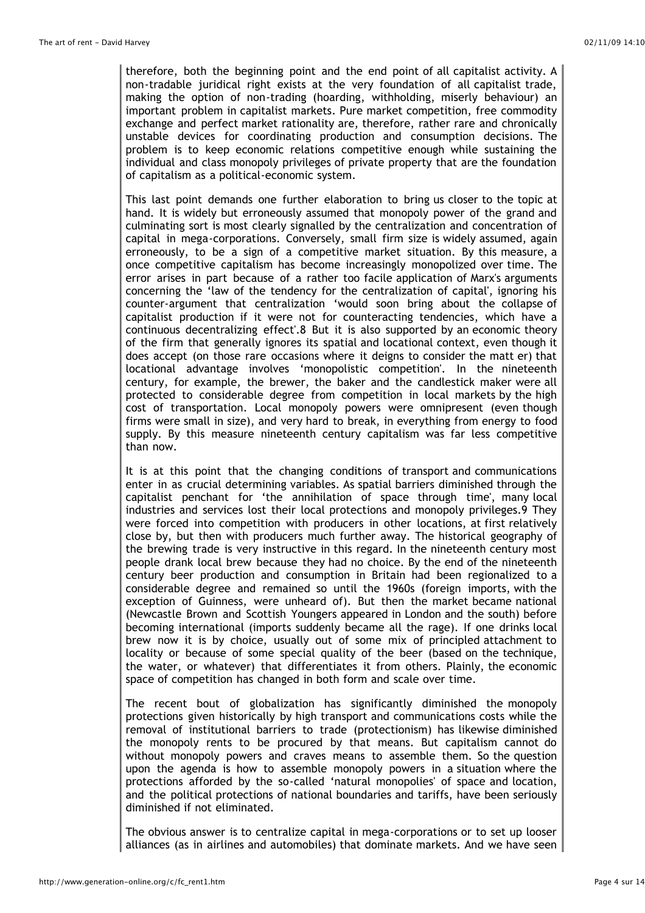therefore, both the beginning point and the end point of all capitalist activity. A non-tradable juridical right exists at the very foundation of all capitalist trade, making the option of non-trading (hoarding, withholding, miserly behaviour) an important problem in capitalist markets. Pure market competition, free commodity exchange and perfect market rationality are, therefore, rather rare and chronically unstable devices for coordinating production and consumption decisions. The problem is to keep economic relations competitive enough while sustaining the individual and class monopoly privileges of private property that are the foundation of capitalism as a political-economic system.

This last point demands one further elaboration to bring us closer to the topic at hand. It is widely but erroneously assumed that monopoly power of the grand and culminating sort is most clearly signalled by the centralization and concentration of capital in mega-corporations. Conversely, small firm size is widely assumed, again erroneously, to be a sign of a competitive market situation. By this measure, a once competitive capitalism has become increasingly monopolized over time. The error arises in part because of a rather too facile application of Marx's arguments concerning the 'law of the tendency for the centralization of capital', ignoring his counter-argument that centralization 'would soon bring about the collapse of capitalist production if it were not for counteracting tendencies, which have a continuous decentralizing effect'.8 But it is also supported by an economic theory of the firm that generally ignores its spatial and locational context, even though it does accept (on those rare occasions where it deigns to consider the matt er) that locational advantage involves 'monopolistic competition'. In the nineteenth century, for example, the brewer, the baker and the candlestick maker were all protected to considerable degree from competition in local markets by the high cost of transportation. Local monopoly powers were omnipresent (even though firms were small in size), and very hard to break, in everything from energy to food supply. By this measure nineteenth century capitalism was far less competitive than now.

It is at this point that the changing conditions of transport and communications enter in as crucial determining variables. As spatial barriers diminished through the capitalist penchant for 'the annihilation of space through time', many local industries and services lost their local protections and monopoly privileges.9 They were forced into competition with producers in other locations, at first relatively close by, but then with producers much further away. The historical geography of the brewing trade is very instructive in this regard. In the nineteenth century most people drank local brew because they had no choice. By the end of the nineteenth century beer production and consumption in Britain had been regionalized to a considerable degree and remained so until the 1960s (foreign imports, with the exception of Guinness, were unheard of). But then the market became national (Newcastle Brown and Scottish Youngers appeared in London and the south) before becoming international (imports suddenly became all the rage). If one drinks local brew now it is by choice, usually out of some mix of principled attachment to locality or because of some special quality of the beer (based on the technique, the water, or whatever) that differentiates it from others. Plainly, the economic space of competition has changed in both form and scale over time.

The recent bout of globalization has significantly diminished the monopoly protections given historically by high transport and communications costs while the removal of institutional barriers to trade (protectionism) has likewise diminished the monopoly rents to be procured by that means. But capitalism cannot do without monopoly powers and craves means to assemble them. So the question upon the agenda is how to assemble monopoly powers in a situation where the protections afforded by the so-called 'natural monopolies' of space and location, and the political protections of national boundaries and tariffs, have been seriously diminished if not eliminated.

The obvious answer is to centralize capital in mega-corporations or to set up looser alliances (as in airlines and automobiles) that dominate markets. And we have seen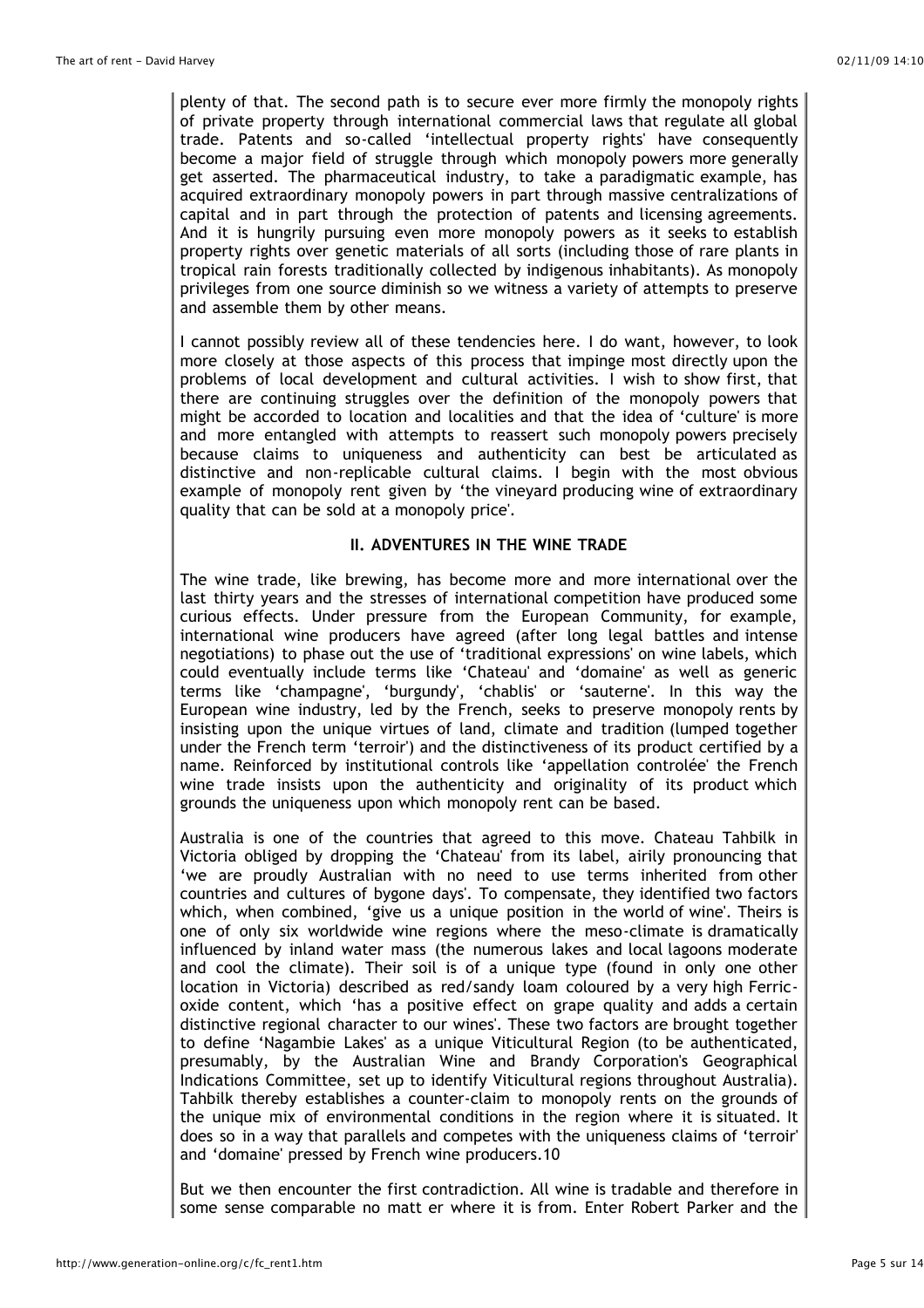plenty of that. The second path is to secure ever more firmly the monopoly rights of private property through international commercial laws that regulate all global trade. Patents and so-called 'intellectual property rights' have consequently become a major field of struggle through which monopoly powers more generally get asserted. The pharmaceutical industry, to take a paradigmatic example, has acquired extraordinary monopoly powers in part through massive centralizations of capital and in part through the protection of patents and licensing agreements. And it is hungrily pursuing even more monopoly powers as it seeks to establish property rights over genetic materials of all sorts (including those of rare plants in tropical rain forests traditionally collected by indigenous inhabitants). As monopoly privileges from one source diminish so we witness a variety of attempts to preserve and assemble them by other means.

I cannot possibly review all of these tendencies here. I do want, however, to look more closely at those aspects of this process that impinge most directly upon the problems of local development and cultural activities. I wish to show first, that there are continuing struggles over the definition of the monopoly powers that might be accorded to location and localities and that the idea of 'culture' is more and more entangled with attempts to reassert such monopoly powers precisely because claims to uniqueness and authenticity can best be articulated as distinctive and non-replicable cultural claims. I begin with the most obvious example of monopoly rent given by 'the vineyard producing wine of extraordinary quality that can be sold at a monopoly price'.

## II. ADVENTURES IN THE WINE TRADE

The wine trade, like brewing, has become more and more international over the last thirty years and the stresses of international competition have produced some curious effects. Under pressure from the European Community, for example, international wine producers have agreed (after long legal battles and intense negotiations) to phase out the use of 'traditional expressions' on wine labels, which could eventually include terms like 'Chateau' and 'domaine' as well as generic terms like 'champagne', 'burgundy', 'chablis' or 'sauterne'. In this way the European wine industry, led by the French, seeks to preserve monopoly rents by insisting upon the unique virtues of land, climate and tradition (lumped together under the French term 'terroir') and the distinctiveness of its product certified by a name. Reinforced by institutional controls like 'appellation controlée' the French wine trade insists upon the authenticity and originality of its product which grounds the uniqueness upon which monopoly rent can be based.

Australia is one of the countries that agreed to this move. Chateau Tahbilk in Victoria obliged by dropping the 'Chateau' from its label, airily pronouncing that 'we are proudly Australian with no need to use terms inherited from other countries and cultures of bygone days'. To compensate, they identified two factors which, when combined, 'give us a unique position in the world of wine'. Theirs is one of only six worldwide wine regions where the meso-climate is dramatically influenced by inland water mass (the numerous lakes and local lagoons moderate and cool the climate). Their soil is of a unique type (found in only one other location in Victoria) described as red/sandy loam coloured by a very high Ferric-oxide content, which 'has a positive effect on grape quality and adds a certain distinctive regional character to our wines'. These two factors are brought together to define 'Nagambie Lakes' as a unique Viticultural Region (to be authenticated, presumably, by the Australian Wine and Brandy Corporation's Geographical Indications Committee, set up to identify Viticultural regions throughout Australia). Tahbilk thereby establishes a counter-claim to monopoly rents on the grounds of the unique mix of environmental conditions in the region where it is situated. It does so in a way that parallels and competes with the uniqueness claims of 'terroir' and 'domaine' pressed by French wine producers.10

But we then encounter the first contradiction. All wine is tradable and therefore in some sense comparable no matt er where it is from. Enter Robert Parker and the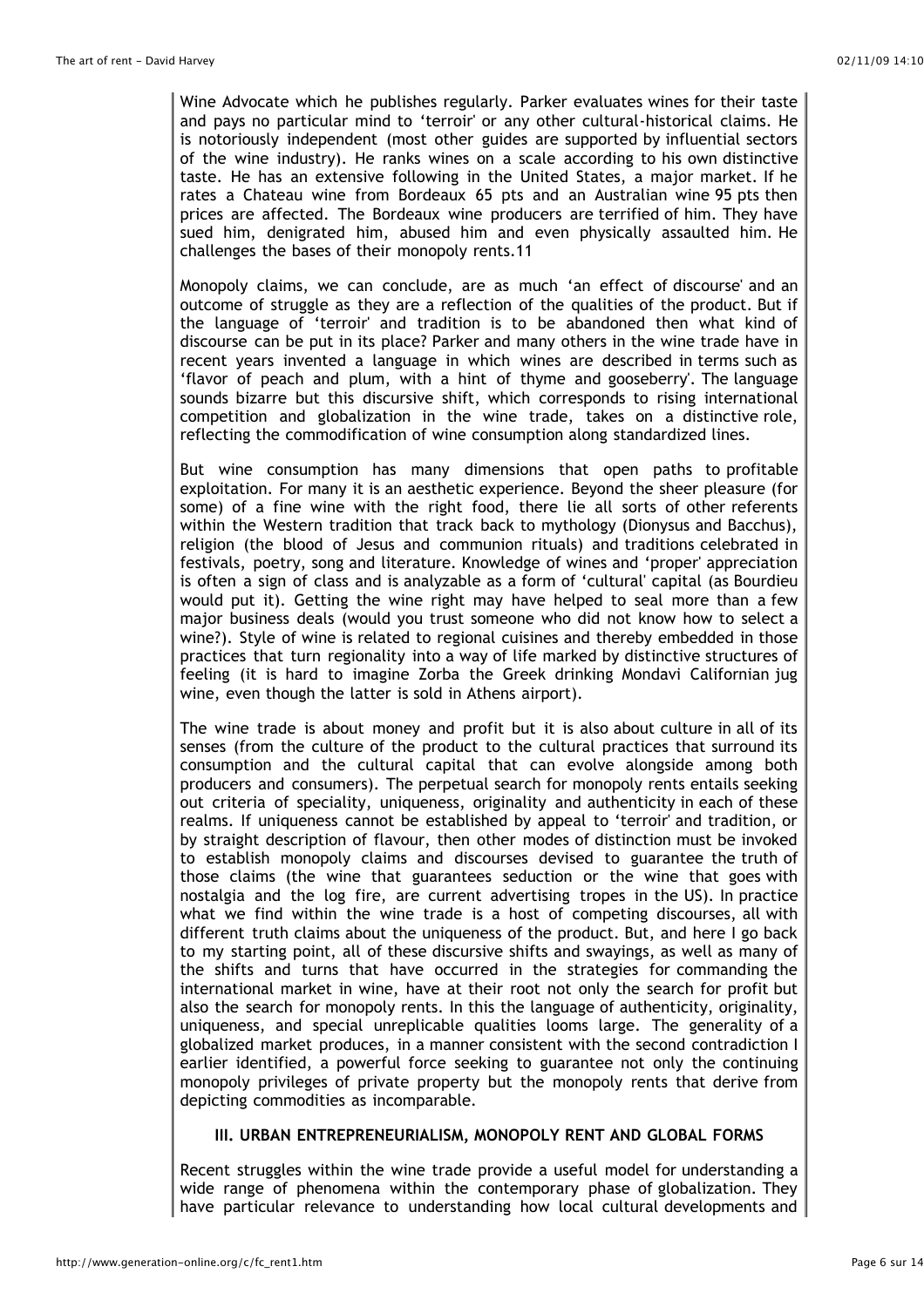Wine Advocate which he publishes regularly. Parker evaluates wines for their taste and pays no particular mind to 'terroir' or any other cultural-historical claims. He is notoriously independent (most other guides are supported by influential sectors of the wine industry). He ranks wines on a scale according to his own distinctive taste. He has an extensive following in the United States, a major market. If he rates a Chateau wine from Bordeaux 65 pts and an Australian wine 95 pts then prices are affected. The Bordeaux wine producers are terrified of him. They have sued him, denigrated him, abused him and even physically assaulted him. He challenges the bases of their monopoly rents.11

Monopoly claims, we can conclude, are as much 'an effect of discourse' and an outcome of struggle as they are a reflection of the qualities of the product. But if the language of 'terroir' and tradition is to be abandoned then what kind of discourse can be put in its place? Parker and many others in the wine trade have in recent years invented a language in which wines are described in terms such as 'flavor of peach and plum, with a hint of thyme and gooseberry'. The language sounds bizarre but this discursive shift, which corresponds to rising international competition and globalization in the wine trade, takes on a distinctive role, reflecting the commodification of wine consumption along standardized lines.

But wine consumption has many dimensions that open paths to profitable exploitation. For many it is an aesthetic experience. Beyond the sheer pleasure (for some) of a fine wine with the right food, there lie all sorts of other referents within the Western tradition that track back to mythology (Dionysus and Bacchus), religion (the blood of Jesus and communion rituals) and traditions celebrated in festivals, poetry, song and literature. Knowledge of wines and 'proper' appreciation is often a sign of class and is analyzable as a form of 'cultural' capital (as Bourdieu would put it). Getting the wine right may have helped to seal more than a few major business deals (would you trust someone who did not know how to select a wine?). Style of wine is related to regional cuisines and thereby embedded in those practices that turn regionality into a way of life marked by distinctive structures of feeling (it is hard to imagine Zorba the Greek drinking Mondavi Californian jug wine, even though the latter is sold in Athens airport).

The wine trade is about money and profit but it is also about culture in all of its senses (from the culture of the product to the cultural practices that surround its consumption and the cultural capital that can evolve alongside among both producers and consumers). The perpetual search for monopoly rents entails seeking out criteria of speciality, uniqueness, originality and authenticity in each of these realms. If uniqueness cannot be established by appeal to 'terroir' and tradition, or by straight description of flavour, then other modes of distinction must be invoked to establish monopoly claims and discourses devised to guarantee the truth of those claims (the wine that guarantees seduction or the wine that goes with nostalgia and the log fire, are current advertising tropes in the US). In practice what we find within the wine trade is a host of competing discourses, all with different truth claims about the uniqueness of the product. But, and here I go back to my starting point, all of these discursive shifts and swayings, as well as many of the shifts and turns that have occurred in the strategies for commanding the international market in wine, have at their root not only the search for profit but also the search for monopoly rents. In this the language of authenticity, originality, uniqueness, and special unreplicable qualities looms large. The generality of a globalized market produces, in a manner consistent with the second contradiction I earlier identified, a powerful force seeking to guarantee not only the continuing monopoly privileges of private property but the monopoly rents that derive from depicting commodities as incomparable.

### III. URBAN ENTREPRENEURIALISM, MONOPOLY RENT AND GLOBAL FORMS

Recent struggles within the wine trade provide a useful model for understanding a wide range of phenomena within the contemporary phase of globalization. They have particular relevance to understanding how local cultural developments and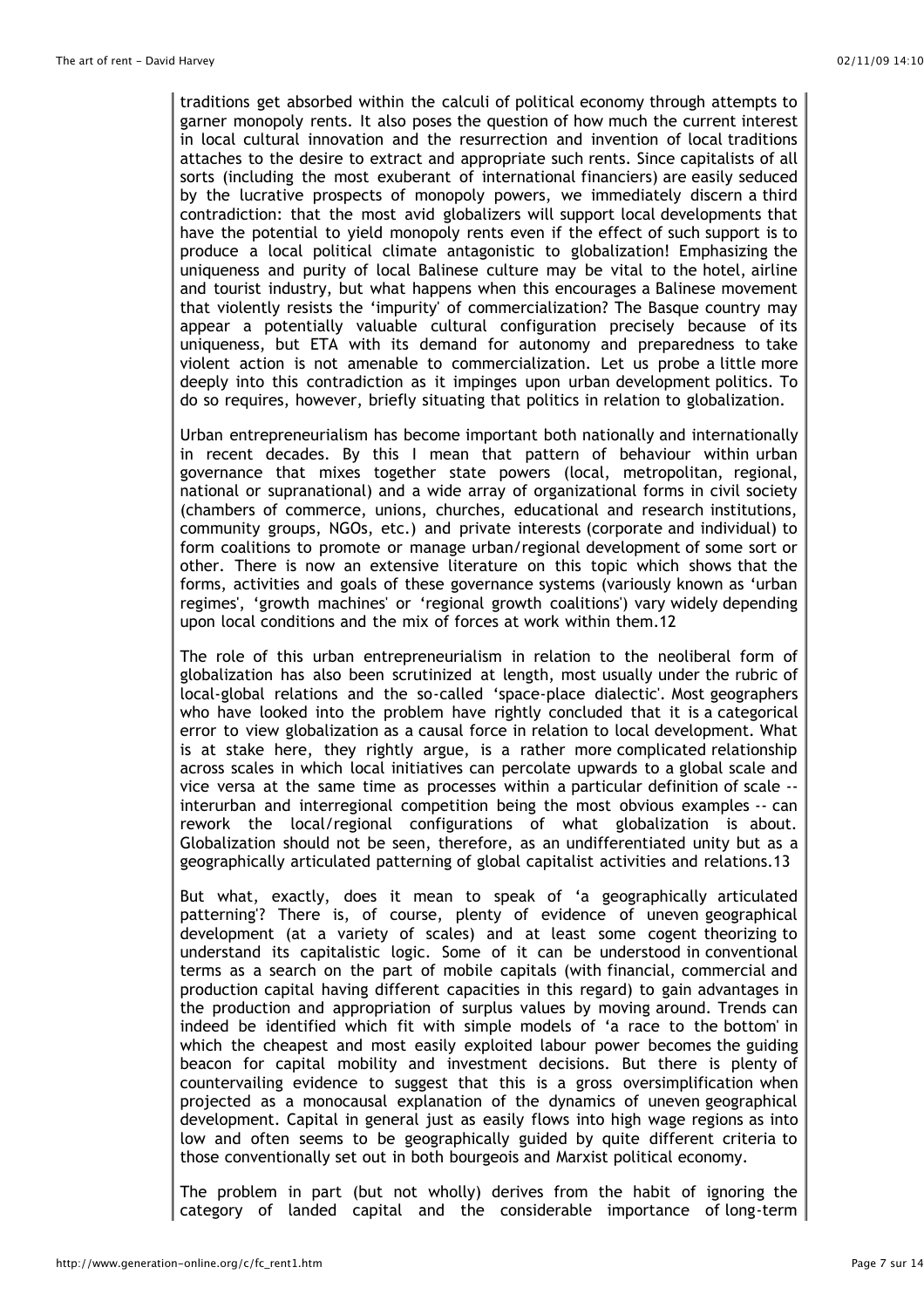traditions get absorbed within the calculi of political economy through attempts to garner monopoly rents. It also poses the question of how much the current interest in local cultural innovation and the resurrection and invention of local traditions attaches to the desire to extract and appropriate such rents. Since capitalists of all sorts (including the most exuberant of international financiers) are easily seduced by the lucrative prospects of monopoly powers, we immediately discern a third contradiction: that the most avid globalizers will support local developments that have the potential to yield monopoly rents even if the effect of such support is to produce a local political climate antagonistic to globalization! Emphasizing the uniqueness and purity of local Balinese culture may be vital to the hotel, airline and tourist industry, but what happens when this encourages a Balinese movement that violently resists the 'impurity' of commercialization? The Basque country may appear a potentially valuable cultural configuration precisely because of its uniqueness, but ETA with its demand for autonomy and preparedness to take violent action is not amenable to commercialization. Let us probe a little more deeply into this contradiction as it impinges upon urban development politics. To do so requires, however, briefly situating that politics in relation to globalization.

Urban entrepreneurialism has become important both nationally and internationally in recent decades. By this I mean that pattern of behaviour within urban governance that mixes together state powers (local, metropolitan, regional, national or supranational) and a wide array of organizational forms in civil society (chambers of commerce, unions, churches, educational and research institutions, community groups, NGOs, etc.) and private interests (corporate and individual) to form coalitions to promote or manage urban/regional development of some sort or other. There is now an extensive literature on this topic which shows that the forms, activities and goals of these governance systems (variously known as 'urban regimes', 'growth machines' or 'regional growth coalitions') vary widely depending upon local conditions and the mix of forces at work within them.12

The role of this urban entrepreneurialism in relation to the neoliberal form of globalization has also been scrutinized at length, most usually under the rubric of local-global relations and the so-called 'space-place dialectic'. Most geographers who have looked into the problem have rightly concluded that it is a categorical error to view globalization as a causal force in relation to local development. What is at stake here, they rightly argue, is a rather more complicated relationship across scales in which local initiatives can percolate upwards to a global scale and vice versa at the same time as processes within a particular definition of scale -- interurban and interregional competition being the most obvious examples -- can rework the local/regional configurations of what globalization is about. Globalization should not be seen, therefore, as an undifferentiated unity but as a geographically articulated patterning of global capitalist activities and relations.13

But what, exactly, does it mean to speak of 'a geographically articulated patterning'? There is, of course, plenty of evidence of uneven geographical development (at a variety of scales) and at least some cogent theorizing to understand its capitalistic logic. Some of it can be understood in conventional terms as a search on the part of mobile capitals (with financial, commercial and production capital having different capacities in this regard) to gain advantages in the production and appropriation of surplus values by moving around. Trends can indeed be identified which fit with simple models of 'a race to the bottom' in which the cheapest and most easily exploited labour power becomes the guiding beacon for capital mobility and investment decisions. But there is plenty of countervailing evidence to suggest that this is a gross oversimplification when projected as a monocausal explanation of the dynamics of uneven geographical development. Capital in general just as easily flows into high wage regions as into low and often seems to be geographically guided by quite different criteria to those conventionally set out in both bourgeois and Marxist political economy.

The problem in part (but not wholly) derives from the habit of ignoring the category of landed capital and the considerable importance of long-term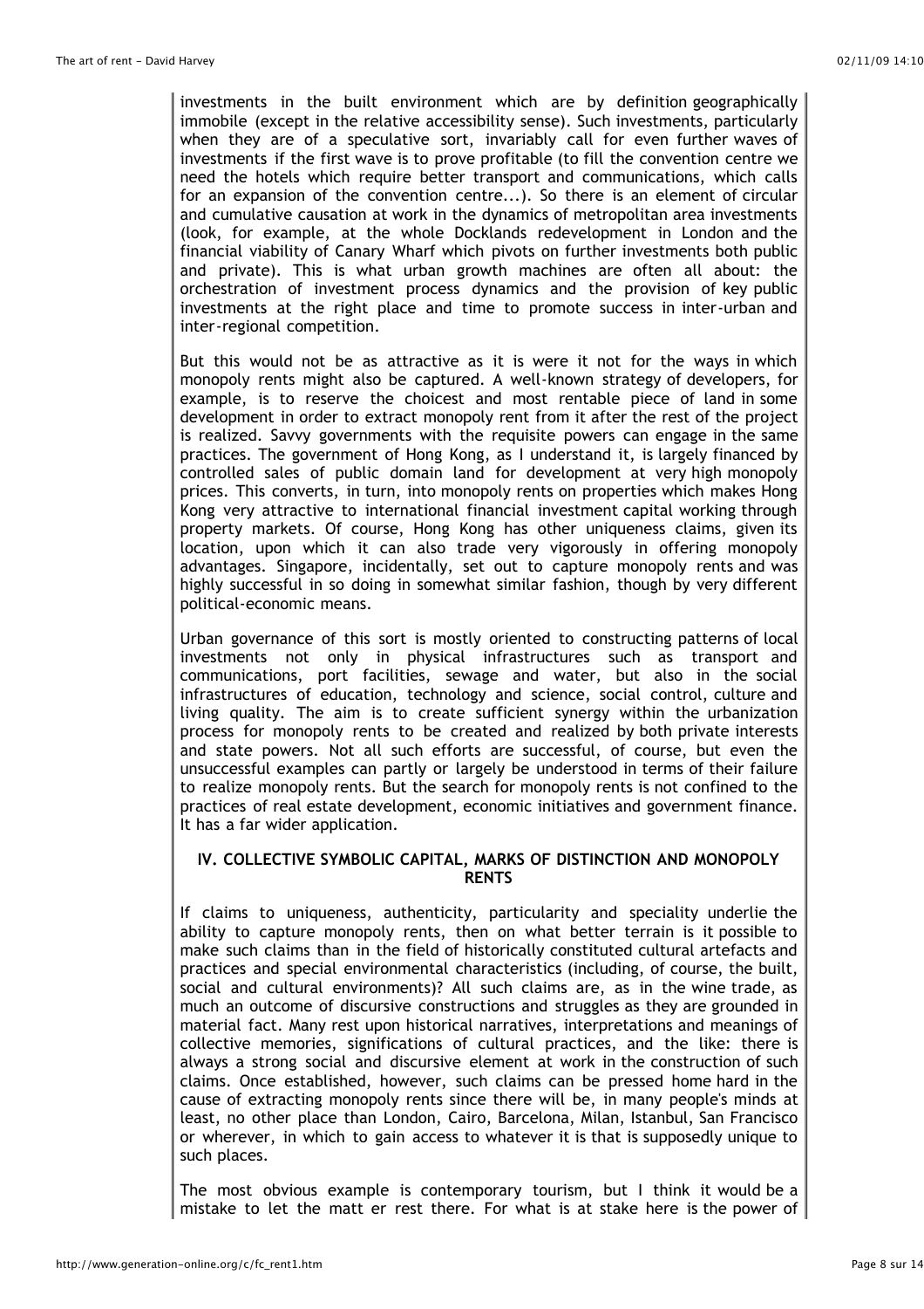investments in the built environment which are by definition geographically immobile (except in the relative accessibility sense). Such investments, particularly when they are of a speculative sort, invariably call for even further waves of investments if the first wave is to prove profitable (to fill the convention centre we need the hotels which require better transport and communications, which calls for an expansion of the convention centre...). So there is an element of circular and cumulative causation at work in the dynamics of metropolitan area investments (look, for example, at the whole Docklands redevelopment in London and the financial viability of Canary Wharf which pivots on further investments both public and private). This is what urban growth machines are often all about: the orchestration of investment process dynamics and the provision of key public investments at the right place and time to promote success in inter-urban and inter-regional competition.

But this would not be as attractive as it is were it not for the ways in which monopoly rents might also be captured. A well-known strategy of developers, for example, is to reserve the choicest and most rentable piece of land in some development in order to extract monopoly rent from it after the rest of the project is realized. Savvy governments with the requisite powers can engage in the same practices. The government of Hong Kong, as I understand it, is largely financed by controlled sales of public domain land for development at very high monopoly prices. This converts, in turn, into monopoly rents on properties which makes Hong Kong very attractive to international financial investment capital working through property markets. Of course, Hong Kong has other uniqueness claims, given its location, upon which it can also trade very vigorously in offering monopoly advantages. Singapore, incidentally, set out to capture monopoly rents and was highly successful in so doing in somewhat similar fashion, though by very different political-economic means.

Urban governance of this sort is mostly oriented to constructing patterns of local investments not only in physical infrastructures such as transport and communications, port facilities, sewage and water, but also in the social infrastructures of education, technology and science, social control, culture and living quality. The aim is to create sufficient synergy within the urbanization process for monopoly rents to be created and realized by both private interests and state powers. Not all such efforts are successful, of course, but even the unsuccessful examples can partly or largely be understood in terms of their failure to realize monopoly rents. But the search for monopoly rents is not confined to the practices of real estate development, economic initiatives and government finance. It has a far wider application.

## IV. COLLECTIVE SYMBOLIC CAPITAL, MARKS OF DISTINCTION AND MONOPOLY RENTS

If claims to uniqueness, authenticity, particularity and speciality underlie the ability to capture monopoly rents, then on what better terrain is it possible to make such claims than in the field of historically constituted cultural artefacts and practices and special environmental characteristics (including, of course, the built, social and cultural environments)? All such claims are, as in the wine trade, as much an outcome of discursive constructions and struggles as they are grounded in material fact. Many rest upon historical narratives, interpretations and meanings of collective memories, significations of cultural practices, and the like: there is always a strong social and discursive element at work in the construction of such claims. Once established, however, such claims can be pressed home hard in the cause of extracting monopoly rents since there will be, in many people's minds at least, no other place than London, Cairo, Barcelona, Milan, Istanbul, San Francisco or wherever, in which to gain access to whatever it is that is supposedly unique to such places.

The most obvious example is contemporary tourism, but I think it would be a mistake to let the matt er rest there. For what is at stake here is the power of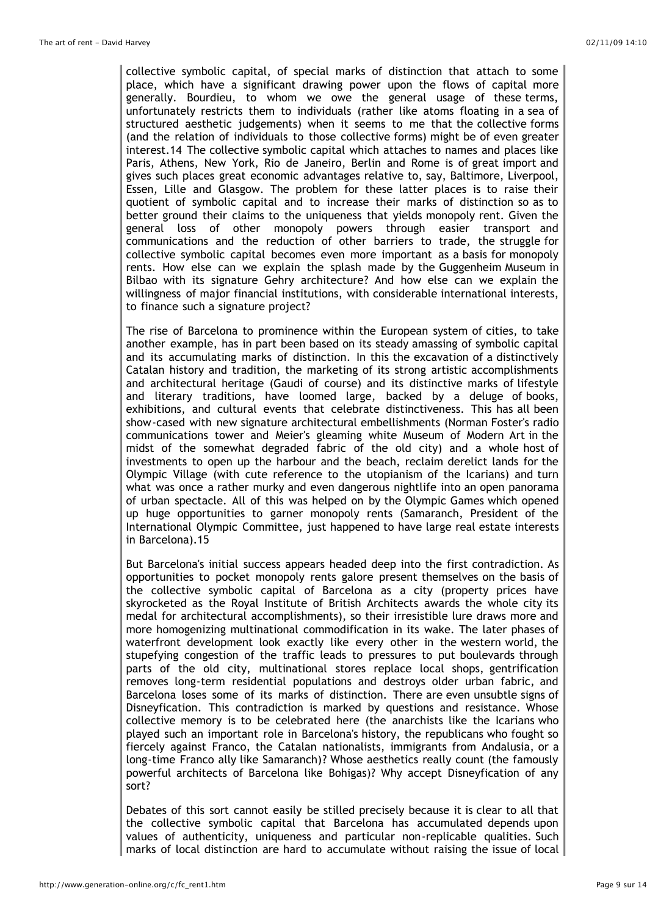collective symbolic capital, of special marks of distinction that attach to some place, which have a significant drawing power upon the flows of capital more generally. Bourdieu, to whom we owe the general usage of these terms, unfortunately restricts them to individuals (rather like atoms floating in a sea of structured aesthetic judgements) when it seems to me that the collective forms (and the relation of individuals to those collective forms) might be of even greater interest.14 The collective symbolic capital which attaches to names and places like Paris, Athens, New York, Rio de Janeiro, Berlin and Rome is of great import and gives such places great economic advantages relative to, say, Baltimore, Liverpool, Essen, Lille and Glasgow. The problem for these latter places is to raise their quotient of symbolic capital and to increase their marks of distinction so as to better ground their claims to the uniqueness that yields monopoly rent. Given the general loss of other monopoly powers through easier transport and communications and the reduction of other barriers to trade, the struggle for collective symbolic capital becomes even more important as a basis for monopoly rents. How else can we explain the splash made by the Guggenheim Museum in Bilbao with its signature Gehry architecture? And how else can we explain the willingness of major financial institutions, with considerable international interests, to finance such a signature project?

The rise of Barcelona to prominence within the European system of cities, to take another example, has in part been based on its steady amassing of symbolic capital and its accumulating marks of distinction. In this the excavation of a distinctively Catalan history and tradition, the marketing of its strong artistic accomplishments and architectural heritage (Gaudi of course) and its distinctive marks of lifestyle and literary traditions, have loomed large, backed by a deluge of books, exhibitions, and cultural events that celebrate distinctiveness. This has all been show-cased with new signature architectural embellishments (Norman Foster's radio communications tower and Meier's gleaming white Museum of Modern Art in the midst of the somewhat degraded fabric of the old city) and a whole host of investments to open up the harbour and the beach, reclaim derelict lands for the Olympic Village (with cute reference to the utopianism of the Icarians) and turn what was once a rather murky and even dangerous nightlife into an open panorama of urban spectacle. All of this was helped on by the Olympic Games which opened up huge opportunities to garner monopoly rents (Samaranch, President of the International Olympic Committee, just happened to have large real estate interests in Barcelona).15

But Barcelona's initial success appears headed deep into the first contradiction. As opportunities to pocket monopoly rents galore present themselves on the basis of the collective symbolic capital of Barcelona as a city (property prices have skyrocketed as the Royal Institute of British Architects awards the whole city its medal for architectural accomplishments), so their irresistible lure draws more and more homogenizing multinational commodification in its wake. The later phases of waterfront development look exactly like every other in the western world, the stupefying congestion of the traffic leads to pressures to put boulevards through parts of the old city, multinational stores replace local shops, gentrification removes long-term residential populations and destroys older urban fabric, and Barcelona loses some of its marks of distinction. There are even unsubtle signs of Disneyfication. This contradiction is marked by questions and resistance. Whose collective memory is to be celebrated here (the anarchists like the Icarians who played such an important role in Barcelona's history, the republicans who fought so fiercely against Franco, the Catalan nationalists, immigrants from Andalusia, or a long-time Franco ally like Samaranch)? Whose aesthetics really count (the famously powerful architects of Barcelona like Bohigas)? Why accept Disneyfication of any sort?

Debates of this sort cannot easily be stilled precisely because it is clear to all that the collective symbolic capital that Barcelona has accumulated depends upon values of authenticity, uniqueness and particular non-replicable qualities. Such marks of local distinction are hard to accumulate without raising the issue of local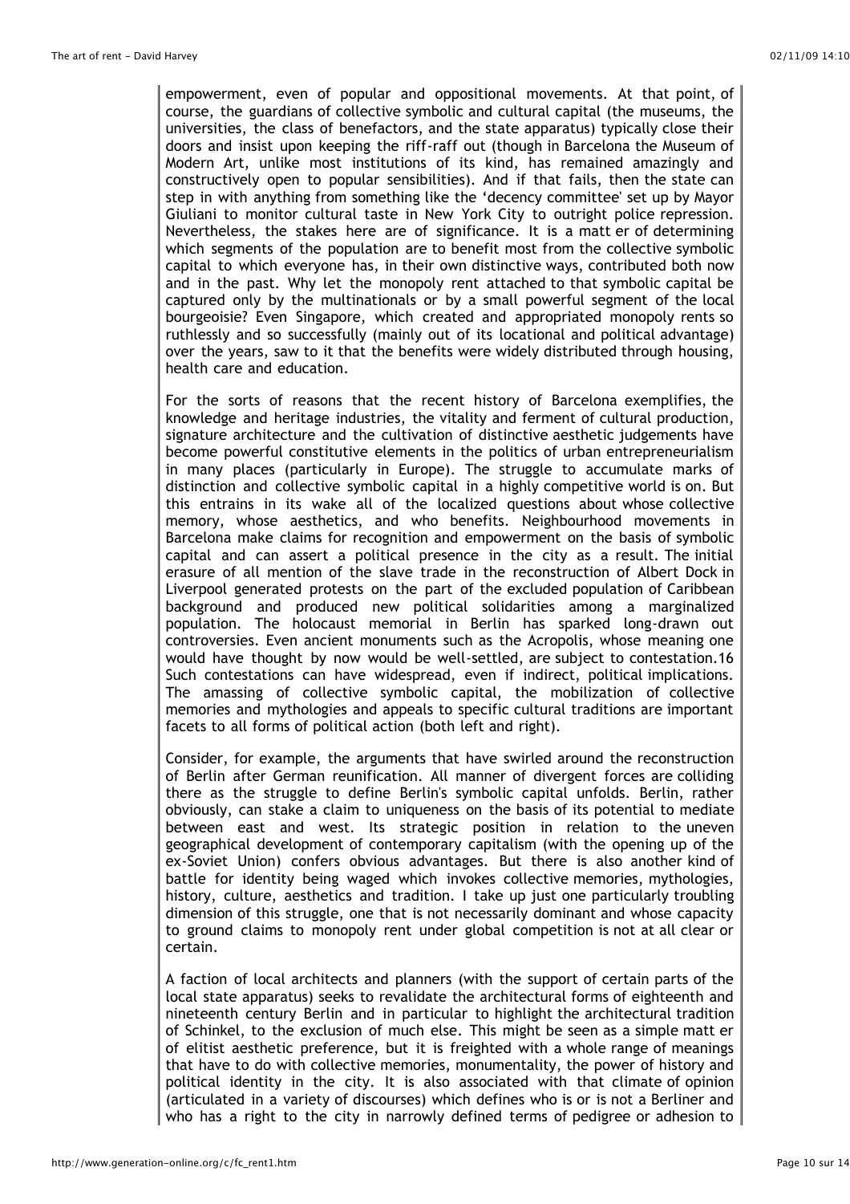empowerment, even of popular and oppositional movements. At that point, of course, the guardians of collective symbolic and cultural capital (the museums, the universities, the class of benefactors, and the state apparatus) typically close their doors and insist upon keeping the riff-raff out (though in Barcelona the Museum of Modern Art, unlike most institutions of its kind, has remained amazingly and constructively open to popular sensibilities). And if that fails, then the state can step in with anything from something like the 'decency committee' set up by Mayor Giuliani to monitor cultural taste in New York City to outright police repression. Nevertheless, the stakes here are of significance. It is a matt er of determining which segments of the population are to benefit most from the collective symbolic capital to which everyone has, in their own distinctive ways, contributed both now and in the past. Why let the monopoly rent attached to that symbolic capital be captured only by the multinationals or by a small powerful segment of the local bourgeoisie? Even Singapore, which created and appropriated monopoly rents so ruthlessly and so successfully (mainly out of its locational and political advantage) over the years, saw to it that the benefits were widely distributed through housing, health care and education.

For the sorts of reasons that the recent history of Barcelona exemplifies, the knowledge and heritage industries, the vitality and ferment of cultural production, signature architecture and the cultivation of distinctive aesthetic judgements have become powerful constitutive elements in the politics of urban entrepreneurialism in many places (particularly in Europe). The struggle to accumulate marks of distinction and collective symbolic capital in a highly competitive world is on. But this entrains in its wake all of the localized questions about whose collective memory, whose aesthetics, and who benefits. Neighbourhood movements in Barcelona make claims for recognition and empowerment on the basis of symbolic capital and can assert a political presence in the city as a result. The initial erasure of all mention of the slave trade in the reconstruction of Albert Dock in Liverpool generated protests on the part of the excluded population of Caribbean background and produced new political solidarities among a marginalized population. The holocaust memorial in Berlin has sparked long-drawn out controversies. Even ancient monuments such as the Acropolis, whose meaning one would have thought by now would be well-settled, are subject to contestation.16 Such contestations can have widespread, even if indirect, political implications. The amassing of collective symbolic capital, the mobilization of collective memories and mythologies and appeals to specific cultural traditions are important facets to all forms of political action (both left and right).

Consider, for example, the arguments that have swirled around the reconstruction of Berlin after German reunification. All manner of divergent forces are colliding there as the struggle to define Berlin's symbolic capital unfolds. Berlin, rather obviously, can stake a claim to uniqueness on the basis of its potential to mediate between east and west. Its strategic position in relation to the uneven geographical development of contemporary capitalism (with the opening up of the ex-Soviet Union) confers obvious advantages. But there is also another kind of battle for identity being waged which invokes collective memories, mythologies, history, culture, aesthetics and tradition. I take up just one particularly troubling dimension of this struggle, one that is not necessarily dominant and whose capacity to ground claims to monopoly rent under global competition is not at all clear or certain.

A faction of local architects and planners (with the support of certain parts of the local state apparatus) seeks to revalidate the architectural forms of eighteenth and nineteenth century Berlin and in particular to highlight the architectural tradition of Schinkel, to the exclusion of much else. This might be seen as a simple matt er of elitist aesthetic preference, but it is freighted with a whole range of meanings that have to do with collective memories, monumentality, the power of history and political identity in the city. It is also associated with that climate of opinion (articulated in a variety of discourses) which defines who is or is not a Berliner and who has a right to the city in narrowly defined terms of pedigree or adhesion to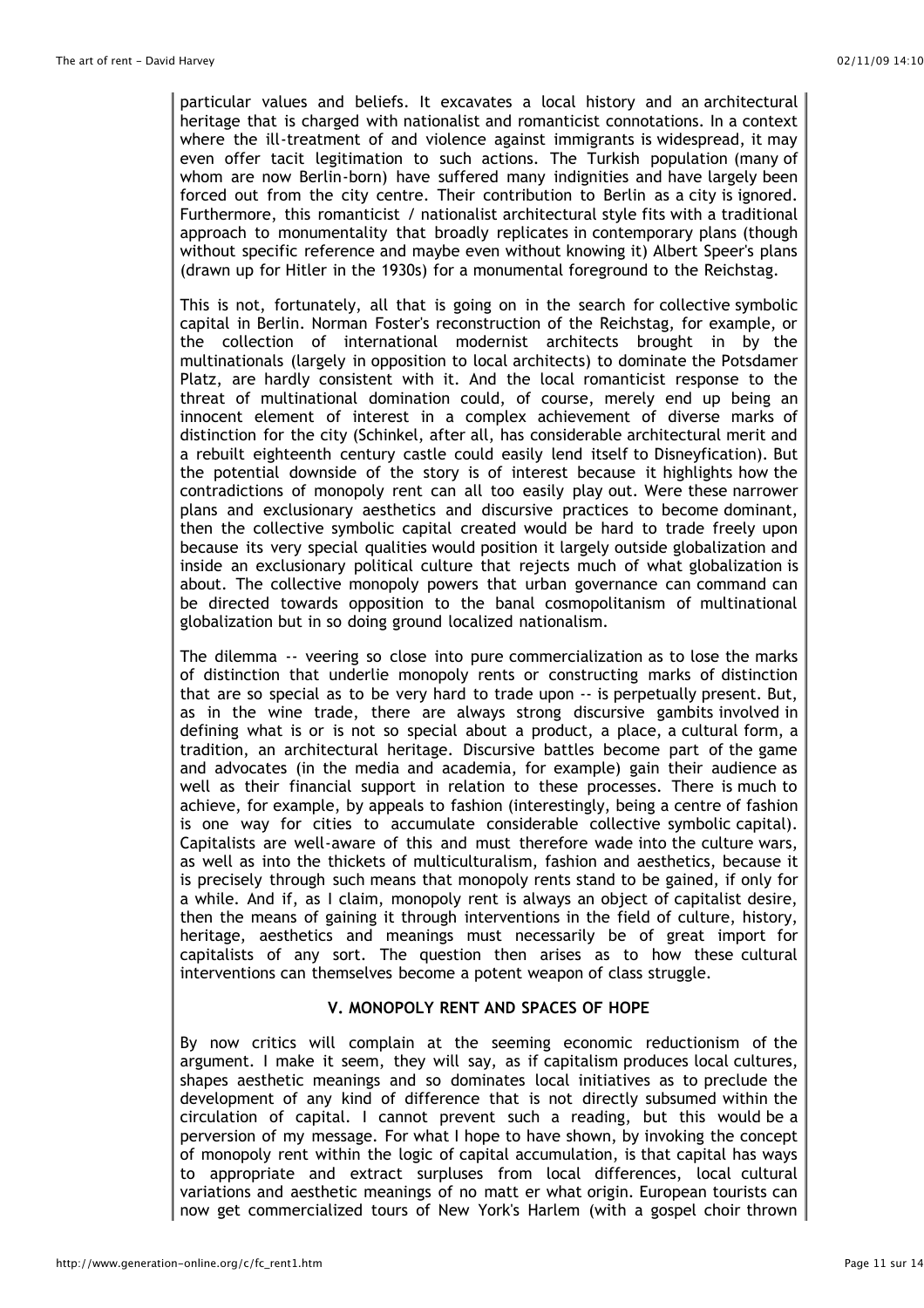particular values and beliefs. It excavates a local history and an architectural heritage that is charged with nationalist and romanticist connotations. In a context where the ill-treatment of and violence against immigrants is widespread, it may even offer tacit legitimation to such actions. The Turkish population (many of whom are now Berlin-born) have suffered many indignities and have largely been forced out from the city centre. Their contribution to Berlin as a city is ignored. Furthermore, this romanticist / nationalist architectural style fits with a traditional approach to monumentality that broadly replicates in contemporary plans (though without specific reference and maybe even without knowing it) Albert Speer's plans (drawn up for Hitler in the 1930s) for a monumental foreground to the Reichstag.

This is not, fortunately, all that is going on in the search for collective symbolic capital in Berlin. Norman Foster's reconstruction of the Reichstag, for example, or the collection of international modernist architects brought in by the multinationals (largely in opposition to local architects) to dominate the Potsdamer Platz, are hardly consistent with it. And the local romanticist response to the threat of multinational domination could, of course, merely end up being an innocent element of interest in a complex achievement of diverse marks of distinction for the city (Schinkel, after all, has considerable architectural merit and a rebuilt eighteenth century castle could easily lend itself to Disneyfication). But the potential downside of the story is of interest because it highlights how the contradictions of monopoly rent can all too easily play out. Were these narrower plans and exclusionary aesthetics and discursive practices to become dominant, then the collective symbolic capital created would be hard to trade freely upon because its very special qualities would position it largely outside globalization and inside an exclusionary political culture that rejects much of what globalization is about. The collective monopoly powers that urban governance can command can be directed towards opposition to the banal cosmopolitanism of multinational globalization but in so doing ground localized nationalism.

The dilemma -- veering so close into pure commercialization as to lose the marks of distinction that underlie monopoly rents or constructing marks of distinction that are so special as to be very hard to trade upon -- is perpetually present. But, as in the wine trade, there are always strong discursive gambits involved in defining what is or is not so special about a product, a place, a cultural form, a tradition, an architectural heritage. Discursive battles become part of the game and advocates (in the media and academia, for example) gain their audience as well as their financial support in relation to these processes. There is much to achieve, for example, by appeals to fashion (interestingly, being a centre of fashion is one way for cities to accumulate considerable collective symbolic capital). Capitalists are well-aware of this and must therefore wade into the culture wars, as well as into the thickets of multiculturalism, fashion and aesthetics, because it is precisely through such means that monopoly rents stand to be gained, if only for a while. And if, as I claim, monopoly rent is always an object of capitalist desire, then the means of gaining it through interventions in the field of culture, history, heritage, aesthetics and meanings must necessarily be of great import for capitalists of any sort. The question then arises as to how these cultural interventions can themselves become a potent weapon of class struggle.

## V. MONOPOLY RENT AND SPACES OF HOPE

By now critics will complain at the seeming economic reductionism of the argument. I make it seem, they will say, as if capitalism produces local cultures, shapes aesthetic meanings and so dominates local initiatives as to preclude the development of any kind of difference that is not directly subsumed within the circulation of capital. I cannot prevent such a reading, but this would be a perversion of my message. For what I hope to have shown, by invoking the concept of monopoly rent within the logic of capital accumulation, is that capital has ways to appropriate and extract surpluses from local differences, local cultural variations and aesthetic meanings of no matt er what origin. European tourists can now get commercialized tours of New York's Harlem (with a gospel choir thrown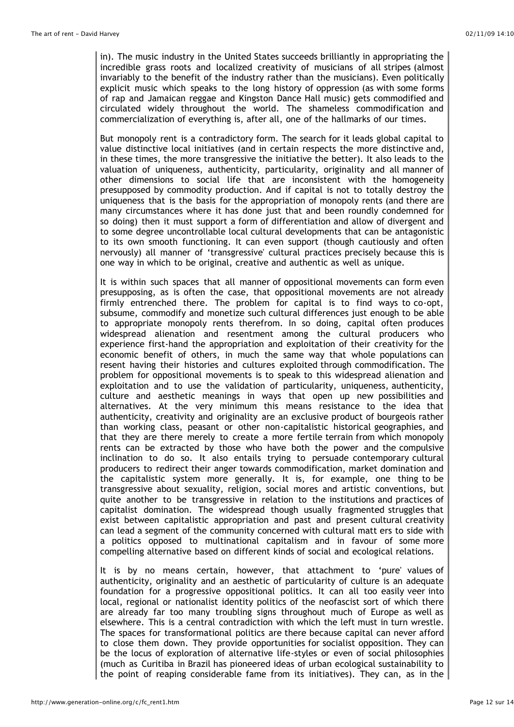in). The music industry in the United States succeeds brilliantly in appropriating the incredible grass roots and localized creativity of musicians of all stripes (almost invariably to the benefit of the industry rather than the musicians). Even politically explicit music which speaks to the long history of oppression (as with some forms of rap and Jamaican reggae and Kingston Dance Hall music) gets commodified and circulated widely throughout the world. The shameless commodification and commercialization of everything is, after all, one of the hallmarks of our times.

But monopoly rent is a contradictory form. The search for it leads global capital to value distinctive local initiatives (and in certain respects the more distinctive and, in these times, the more transgressive the initiative the better). It also leads to the valuation of uniqueness, authenticity, particularity, originality and all manner of other dimensions to social life that are inconsistent with the homogeneity presupposed by commodity production. And if capital is not to totally destroy the uniqueness that is the basis for the appropriation of monopoly rents (and there are many circumstances where it has done just that and been roundly condemned for so doing) then it must support a form of differentiation and allow of divergent and to some degree uncontrollable local cultural developments that can be antagonistic to its own smooth functioning. It can even support (though cautiously and often nervously) all manner of 'transgressive' cultural practices precisely because this is one way in which to be original, creative and authentic as well as unique.

It is within such spaces that all manner of oppositional movements can form even presupposing, as is often the case, that oppositional movements are not already firmly entrenched there. The problem for capital is to find ways to co-opt, subsume, commodify and monetize such cultural differences just enough to be able to appropriate monopoly rents therefrom. In so doing, capital often produces widespread alienation and resentment among the cultural producers who experience first-hand the appropriation and exploitation of their creativity for the economic benefit of others, in much the same way that whole populations can resent having their histories and cultures exploited through commodification. The problem for oppositional movements is to speak to this widespread alienation and exploitation and to use the validation of particularity, uniqueness, authenticity, culture and aesthetic meanings in ways that open up new possibilities and alternatives. At the very minimum this means resistance to the idea that authenticity, creativity and originality are an exclusive product of bourgeois rather than working class, peasant or other non-capitalistic historical geographies, and that they are there merely to create a more fertile terrain from which monopoly rents can be extracted by those who have both the power and the compulsive inclination to do so. It also entails trying to persuade contemporary cultural producers to redirect their anger towards commodification, market domination and the capitalistic system more generally. It is, for example, one thing to be transgressive about sexuality, religion, social mores and artistic conventions, but quite another to be transgressive in relation to the institutions and practices of capitalist domination. The widespread though usually fragmented struggles that exist between capitalistic appropriation and past and present cultural creativity can lead a segment of the community concerned with cultural matt ers to side with a politics opposed to multinational capitalism and in favour of some more compelling alternative based on different kinds of social and ecological relations.

It is by no means certain, however, that attachment to 'pure' values of authenticity, originality and an aesthetic of particularity of culture is an adequate foundation for a progressive oppositional politics. It can all too easily veer into local, regional or nationalist identity politics of the neofascist sort of which there are already far too many troubling signs throughout much of Europe as well as elsewhere. This is a central contradiction with which the left must in turn wrestle. The spaces for transformational politics are there because capital can never afford to close them down. They provide opportunities for socialist opposition. They can be the locus of exploration of alternative life-styles or even of social philosophies (much as Curitiba in Brazil has pioneered ideas of urban ecological sustainability to the point of reaping considerable fame from its initiatives). They can, as in the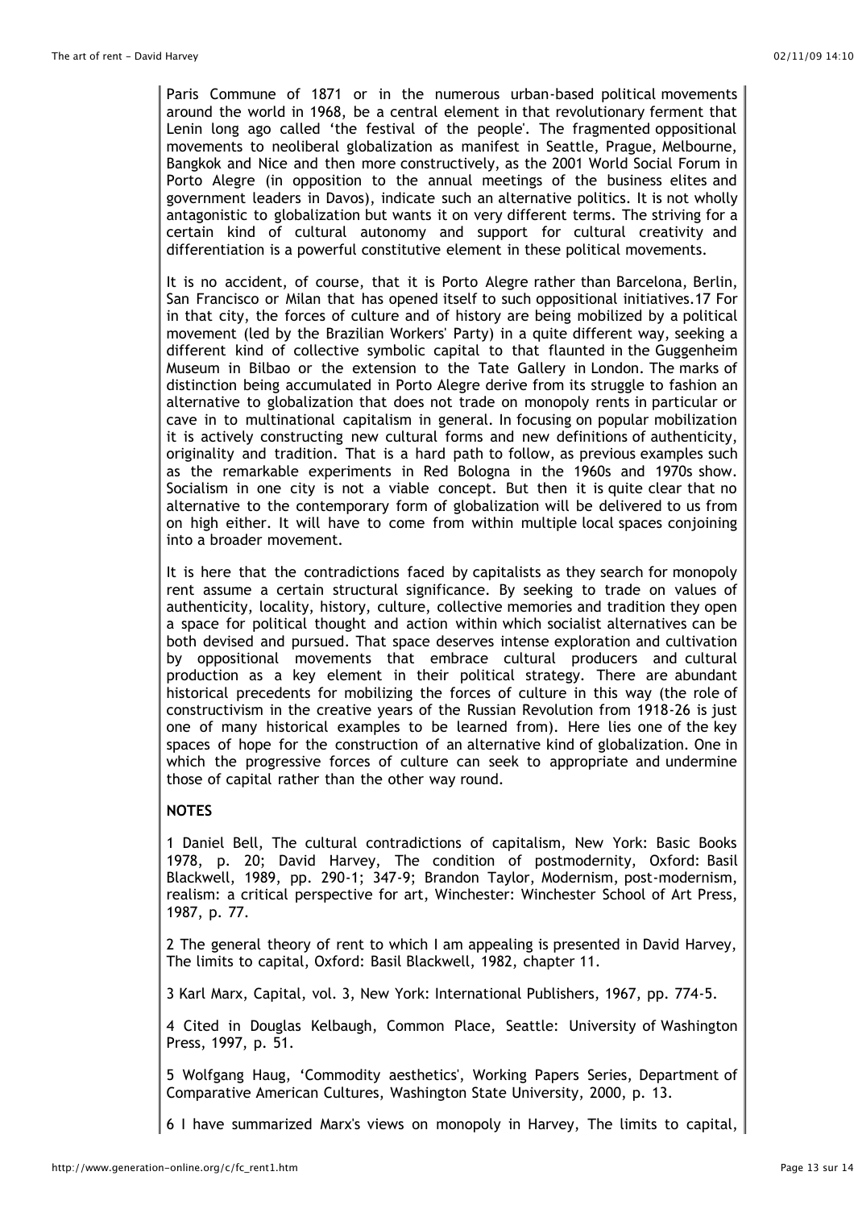Paris Commune of 1871 or in the numerous urban-based political movements around the world in 1968, be a central element in that revolutionary ferment that Lenin long ago called 'the festival of the people'. The fragmented oppositional movements to neoliberal globalization as manifest in Seattle, Prague, Melbourne, Bangkok and Nice and then more constructively, as the 2001 World Social Forum in Porto Alegre (in opposition to the annual meetings of the business elites and government leaders in Davos), indicate such an alternative politics. It is not wholly antagonistic to globalization but wants it on very different terms. The striving for a certain kind of cultural autonomy and support for cultural creativity and differentiation is a powerful constitutive element in these political movements.

It is no accident, of course, that it is Porto Alegre rather than Barcelona, Berlin, San Francisco or Milan that has opened itself to such oppositional initiatives.17 For in that city, the forces of culture and of history are being mobilized by a political movement (led by the Brazilian Workers' Party) in a quite different way, seeking a different kind of collective symbolic capital to that flaunted in the Guggenheim Museum in Bilbao or the extension to the Tate Gallery in London. The marks of distinction being accumulated in Porto Alegre derive from its struggle to fashion an alternative to globalization that does not trade on monopoly rents in particular or cave in to multinational capitalism in general. In focusing on popular mobilization it is actively constructing new cultural forms and new definitions of authenticity, originality and tradition. That is a hard path to follow, as previous examples such as the remarkable experiments in Red Bologna in the 1960s and 1970s show. Socialism in one city is not a viable concept. But then it is quite clear that no alternative to the contemporary form of globalization will be delivered to us from on high either. It will have to come from within multiple local spaces conjoining into a broader movement.

It is here that the contradictions faced by capitalists as they search for monopoly rent assume a certain structural significance. By seeking to trade on values of authenticity, locality, history, culture, collective memories and tradition they open a space for political thought and action within which socialist alternatives can be both devised and pursued. That space deserves intense exploration and cultivation by oppositional movements that embrace cultural producers and cultural production as a key element in their political strategy. There are abundant historical precedents for mobilizing the forces of culture in this way (the role of constructivism in the creative years of the Russian Revolution from 1918-26 is just one of many historical examples to be learned from). Here lies one of the key spaces of hope for the construction of an alternative kind of globalization. One in which the progressive forces of culture can seek to appropriate and undermine those of capital rather than the other way round.

**NOTES**

1 Daniel Bell, The cultural contradictions of capitalism, New York: Basic Books 1978, p. 20; David Harvey, The condition of postmodernity, Oxford: Basil Blackwell, 1989, pp. 290-1; 347-9; Brandon Taylor, Modernism, post-modernism, realism: a critical perspective for art, Winchester: Winchester School of Art Press, 1987, p. 77.

2 The general theory of rent to which I am appealing is presented in David Harvey, The limits to capital, Oxford: Basil Blackwell, 1982, chapter 11.

3 Karl Marx, Capital, vol. 3, New York: International Publishers, 1967, pp. 774-5.

4 Cited in Douglas Kelbaugh, Common Place, Seattle: University of Washington Press, 1997, p. 51.

5 Wolfgang Haug, 'Commodity aesthetics', Working Papers Series, Department of Comparative American Cultures, Washington State University, 2000, p. 13.

6 I have summarized Marx's views on monopoly in Harvey, The limits to capital,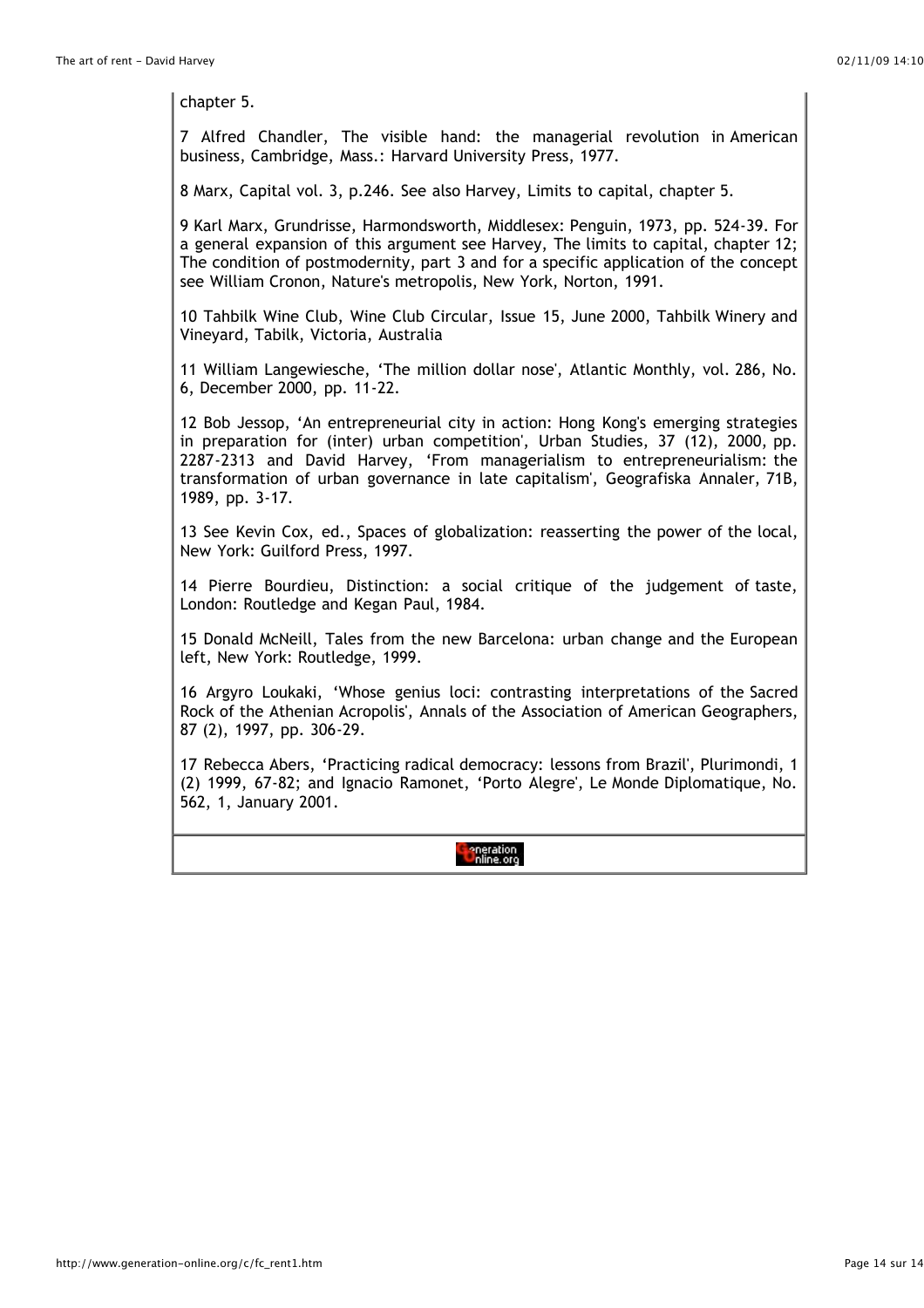chapter 5.

7 Alfred Chandler, The visible hand: the managerial revolution in American business, Cambridge, Mass.: Harvard University Press, 1977.

8 Marx, Capital vol. 3, p.246. See also Harvey, Limits to capital, chapter 5.

9 Karl Marx, Grundrisse, Harmondsworth, Middlesex: Penguin, 1973, pp. 524-39. For a general expansion of this argument see Harvey, The limits to capital, chapter 12; The condition of postmodernity, part 3 and for a specific application of the concept see William Cronon, Nature's metropolis, New York, Norton, 1991.

10 Tahbilk Wine Club, Wine Club Circular, Issue 15, June 2000, Tahbilk Winery and Vineyard, Tabilk, Victoria, Australia

11 William Langewiesche, 'The million dollar nose', Atlantic Monthly, vol. 286, No. 6, December 2000, pp. 11-22.

12 Bob Jessop, 'An entrepreneurial city in action: Hong Kong's emerging strategies in preparation for (inter) urban competition', Urban Studies, 37 (12), 2000, pp. 2287-2313 and David Harvey, 'From managerialism to entrepreneurialism: the transformation of urban governance in late capitalism', Geografiska Annaler, 71B, 1989, pp. 3-17.

13 See Kevin Cox, ed., Spaces of globalization: reasserting the power of the local, New York: Guilford Press, 1997.

14 Pierre Bourdieu, Distinction: a social critique of the judgement of taste, London: Routledge and Kegan Paul, 1984.

15 Donald McNeill, Tales from the new Barcelona: urban change and the European left, New York: Routledge, 1999.

16 Argyro Loukaki, 'Whose genius loci: contrasting interpretations of the Sacred Rock of the Athenian Acropolis', Annals of the Association of American Geographers, 87 (2), 1997, pp. 306-29.

17 Rebecca Abers, 'Practicing radical democracy: lessons from Brazil', Plurimondi, 1 (2) 1999, 67-82; and Ignacio Ramonet, 'Porto Alegre', Le Monde Diplomatique, No. 562, 1, January 2001.